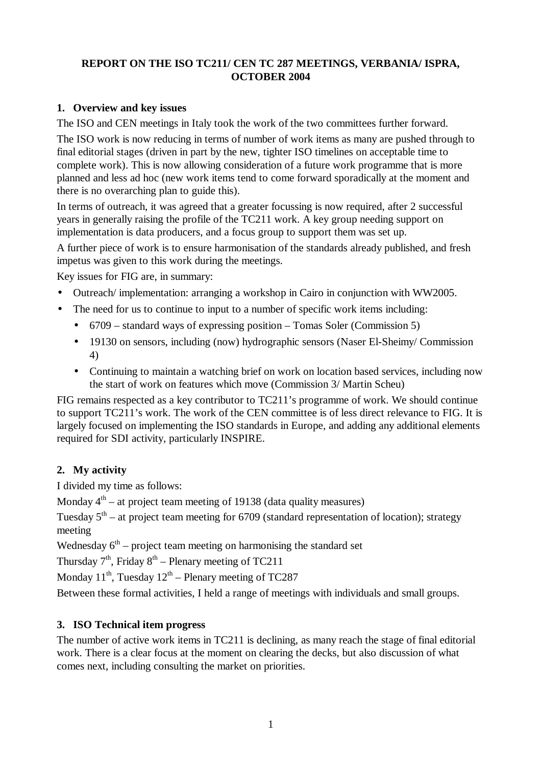**REPORT ON THE ISO TC211/ CEN TC 287 MEETINGS, VERBANIA/ ISPRA, OCTOBER 2004**

## 1. Overview and key issues

The ISO and CEN meetings in Italy took the work of the two committees further forward.

The ISO work is now reducing in terms of number of work items as many are pushed through to final editorial stages (driven in part by the new, tighter ISO timelines on acceptable time to complete work). This is now allowing consideration of a future work programme that is more planned and less ad hoc (new work items tend to come forward sporadically at the moment and there is no overarching plan to guide this).

In terms of outreach, it was agreed that a greater focussing is now required, after 2 successful years in generally raising the profile of the TC211 work. A key group needing support on implementation is data producers, and a focus group to support them was set up.

A further piece of work is to ensure harmonisation of the standards already published, and fresh impetus was given to this work during the meetings.

Key issues for FIG are, in summary:

- Outreach/ implementation: arranging a workshop in Cairo in conjunction with WW2005.
- The need for us to continue to input to a number of specific work items including:
  - 6709 – standard ways of expressing position – Tomas Soler (Commission 5)
  - 19130 on sensors, including (now) hydrographic sensors (Naser El-Sheimy/ Commission 4)
  - Continuing to maintain a watching brief on work on location based services, including now the start of work on features which move (Commission 3/ Martin Scheu)

FIG remains respected as a key contributor to TC211's programme of work. We should continue to support TC211's work. The work of the CEN committee is of less direct relevance to FIG. It is largely focused on implementing the ISO standards in Europe, and adding any additional elements required for SDI activity, particularly INSPIRE.

## 2. My activity

I divided my time as follows:

Monday 4th – at project team meeting of 19138 (data quality measures)

Tuesday 5th – at project team meeting for 6709 (standard representation of location); strategy meeting

Wednesday 6th – project team meeting on harmonising the standard set

Thursday 7th, Friday 8th – Plenary meeting of TC211

Monday 11th, Tuesday 12th – Plenary meeting of TC287

Between these formal activities, I held a range of meetings with individuals and small groups.

## 3. ISO Technical item progress

The number of active work items in TC211 is declining, as many reach the stage of final editorial work. There is a clear focus at the moment on clearing the decks, but also discussion of what comes next, including consulting the market on priorities.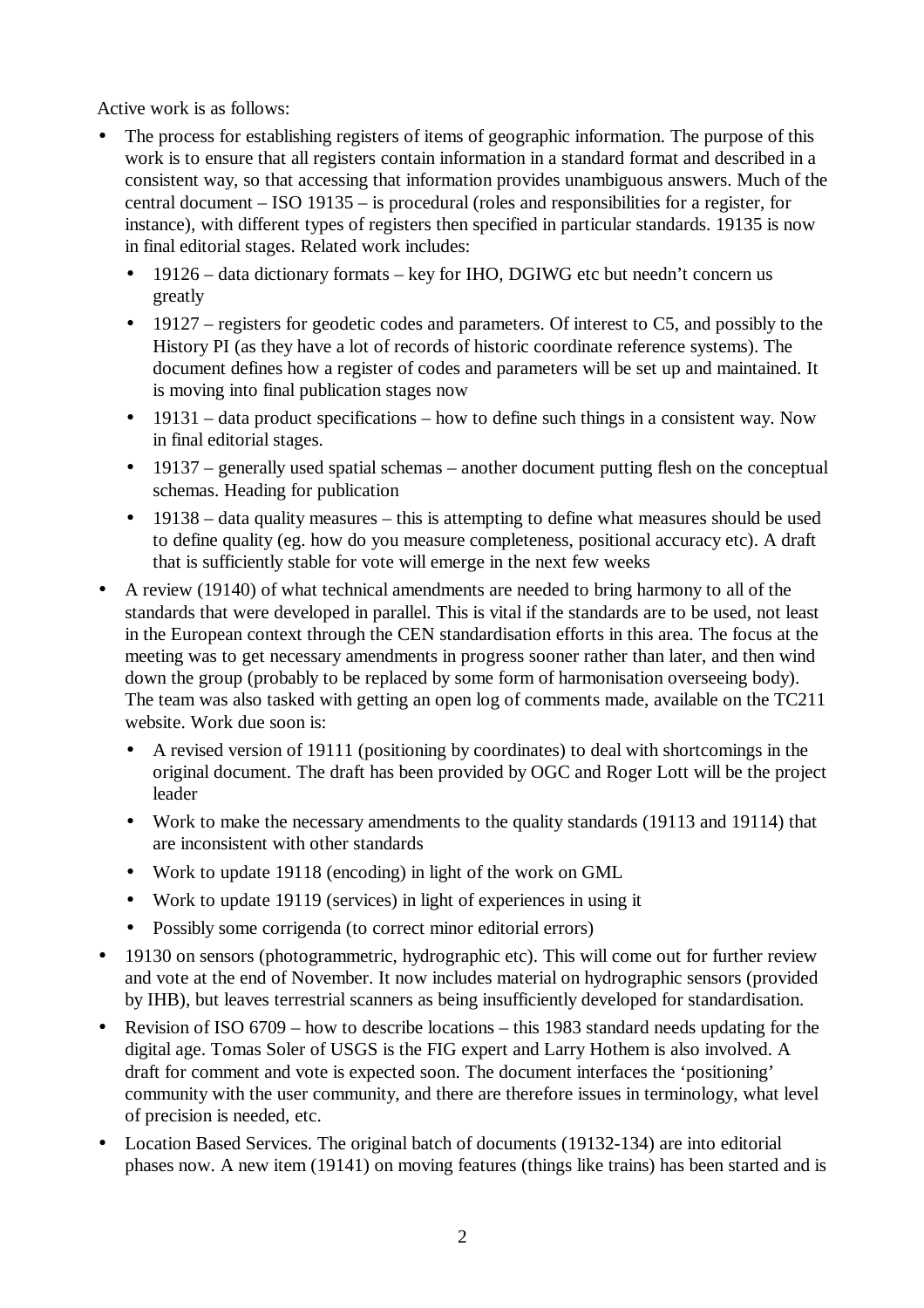Active work is as follows:

- The process for establishing registers of items of geographic information. The purpose of this work is to ensure that all registers contain information in a standard format and described in a consistent way, so that accessing that information provides unambiguous answers. Much of the central document – ISO 19135 – is procedural (roles and responsibilities for a register, for instance), with different types of registers then specified in particular standards. 19135 is now in final editorial stages. Related work includes:
  - 19126 – data dictionary formats – key for IHO, DGIWG etc but needn't concern us greatly
  - 19127 – registers for geodetic codes and parameters. Of interest to C5, and possibly to the History PI (as they have a lot of records of historic coordinate reference systems). The document defines how a register of codes and parameters will be set up and maintained. It is moving into final publication stages now
  - 19131 – data product specifications – how to define such things in a consistent way. Now in final editorial stages.
  - 19137 – generally used spatial schemas – another document putting flesh on the conceptual schemas. Heading for publication
  - 19138 – data quality measures – this is attempting to define what measures should be used to define quality (eg. how do you measure completeness, positional accuracy etc). A draft that is sufficiently stable for vote will emerge in the next few weeks
- A review (19140) of what technical amendments are needed to bring harmony to all of the standards that were developed in parallel. This is vital if the standards are to be used, not least in the European context through the CEN standardisation efforts in this area. The focus at the meeting was to get necessary amendments in progress sooner rather than later, and then wind down the group (probably to be replaced by some form of harmonisation overseeing body). The team was also tasked with getting an open log of comments made, available on the TC211 website. Work due soon is:
  - A revised version of 19111 (positioning by coordinates) to deal with shortcomings in the original document. The draft has been provided by OGC and Roger Lott will be the project leader
  - Work to make the necessary amendments to the quality standards (19113 and 19114) that are inconsistent with other standards
  - Work to update 19118 (encoding) in light of the work on GML
  - Work to update 19119 (services) in light of experiences in using it
  - Possibly some corrigenda (to correct minor editorial errors)
- 19130 on sensors (photogrammetric, hydrographic etc). This will come out for further review and vote at the end of November. It now includes material on hydrographic sensors (provided by IHB), but leaves terrestrial scanners as being insufficiently developed for standardisation.
- Revision of ISO 6709 – how to describe locations – this 1983 standard needs updating for the digital age. Tomas Soler of USGS is the FIG expert and Larry Hothem is also involved. A draft for comment and vote is expected soon. The document interfaces the 'positioning' community with the user community, and there are therefore issues in terminology, what level of precision is needed, etc.
- Location Based Services. The original batch of documents (19132-134) are into editorial phases now. A new item (19141) on moving features (things like trains) has been started and is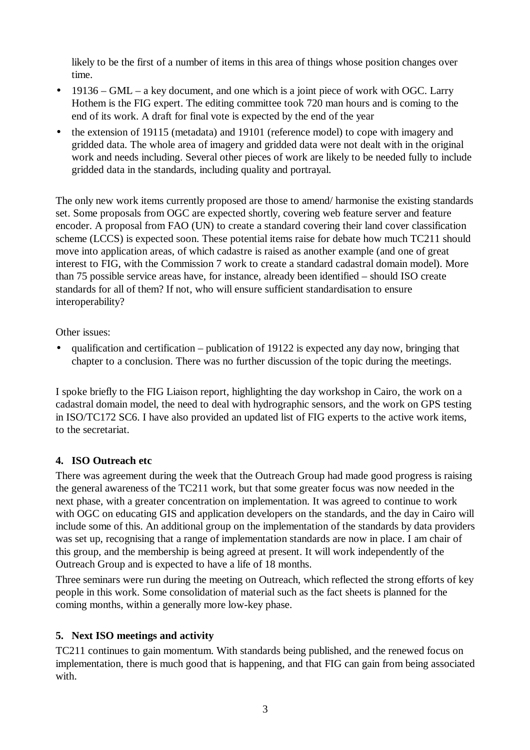likely to be the first of a number of items in this area of things whose position changes over time.

- 19136 – GML – a key document, and one which is a joint piece of work with OGC. Larry Hothem is the FIG expert. The editing committee took 720 man hours and is coming to the end of its work. A draft for final vote is expected by the end of the year
- the extension of 19115 (metadata) and 19101 (reference model) to cope with imagery and gridded data. The whole area of imagery and gridded data were not dealt with in the original work and needs including. Several other pieces of work are likely to be needed fully to include gridded data in the standards, including quality and portrayal.

The only new work items currently proposed are those to amend/ harmonise the existing standards set. Some proposals from OGC are expected shortly, covering web feature server and feature encoder. A proposal from FAO (UN) to create a standard covering their land cover classification scheme (LCCS) is expected soon. These potential items raise for debate how much TC211 should move into application areas, of which cadastre is raised as another example (and one of great interest to FIG, with the Commission 7 work to create a standard cadastral domain model). More than 75 possible service areas have, for instance, already been identified – should ISO create standards for all of them? If not, who will ensure sufficient standardisation to ensure interoperability?

Other issues:

- qualification and certification – publication of 19122 is expected any day now, bringing that chapter to a conclusion. There was no further discussion of the topic during the meetings.

I spoke briefly to the FIG Liaison report, highlighting the day workshop in Cairo, the work on a cadastral domain model, the need to deal with hydrographic sensors, and the work on GPS testing in ISO/TC172 SC6. I have also provided an updated list of FIG experts to the active work items, to the secretariat.

#### 4. ISO Outreach etc

There was agreement during the week that the Outreach Group had made good progress is raising the general awareness of the TC211 work, but that some greater focus was now needed in the next phase, with a greater concentration on implementation. It was agreed to continue to work with OGC on educating GIS and application developers on the standards, and the day in Cairo will include some of this. An additional group on the implementation of the standards by data providers was set up, recognising that a range of implementation standards are now in place. I am chair of this group, and the membership is being agreed at present. It will work independently of the Outreach Group and is expected to have a life of 18 months.

Three seminars were run during the meeting on Outreach, which reflected the strong efforts of key people in this work. Some consolidation of material such as the fact sheets is planned for the coming months, within a generally more low-key phase.

#### 5. Next ISO meetings and activity

TC211 continues to gain momentum. With standards being published, and the renewed focus on implementation, there is much good that is happening, and that FIG can gain from being associated with.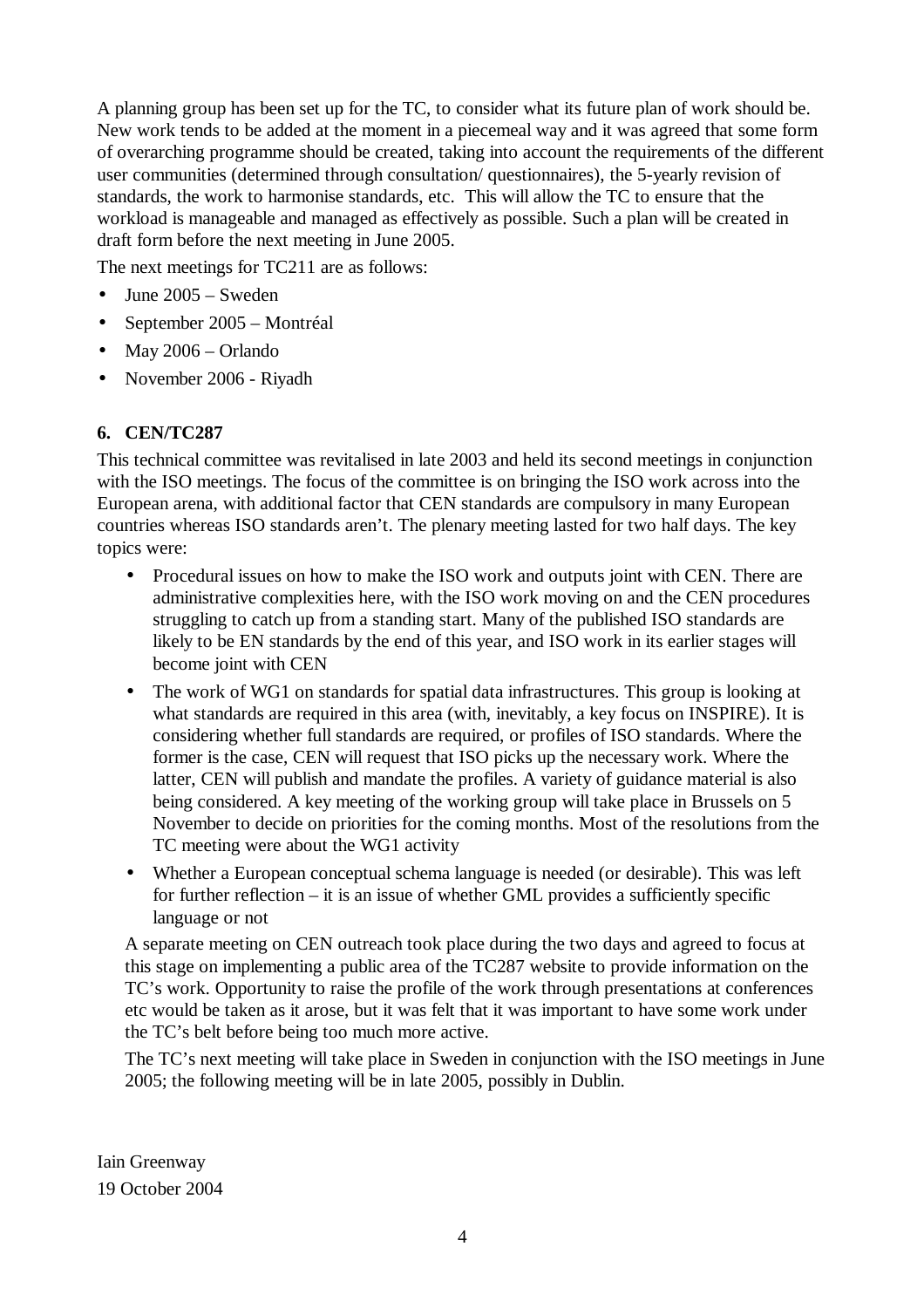A planning group has been set up for the TC, to consider what its future plan of work should be. New work tends to be added at the moment in a piecemeal way and it was agreed that some form of overarching programme should be created, taking into account the requirements of the different user communities (determined through consultation/ questionnaires), the 5-yearly revision of standards, the work to harmonise standards, etc. This will allow the TC to ensure that the workload is manageable and managed as effectively as possible. Such a plan will be created in draft form before the next meeting in June 2005.

The next meetings for TC211 are as follows:

- June 2005 – Sweden
- September 2005 – Montréal
- May 2006 – Orlando
- November 2006 - Riyadh

## 6. CEN/TC287

This technical committee was revitalised in late 2003 and held its second meetings in conjunction with the ISO meetings. The focus of the committee is on bringing the ISO work across into the European arena, with additional factor that CEN standards are compulsory in many European countries whereas ISO standards aren't. The plenary meeting lasted for two half days. The key topics were:

- Procedural issues on how to make the ISO work and outputs joint with CEN. There are administrative complexities here, with the ISO work moving on and the CEN procedures struggling to catch up from a standing start. Many of the published ISO standards are likely to be EN standards by the end of this year, and ISO work in its earlier stages will become joint with CEN
- The work of WG1 on standards for spatial data infrastructures. This group is looking at what standards are required in this area (with, inevitably, a key focus on INSPIRE). It is considering whether full standards are required, or profiles of ISO standards. Where the former is the case, CEN will request that ISO picks up the necessary work. Where the latter, CEN will publish and mandate the profiles. A variety of guidance material is also being considered. A key meeting of the working group will take place in Brussels on 5 November to decide on priorities for the coming months. Most of the resolutions from the TC meeting were about the WG1 activity
- Whether a European conceptual schema language is needed (or desirable). This was left for further reflection – it is an issue of whether GML provides a sufficiently specific language or not

A separate meeting on CEN outreach took place during the two days and agreed to focus at this stage on implementing a public area of the TC287 website to provide information on the TC's work. Opportunity to raise the profile of the work through presentations at conferences etc would be taken as it arose, but it was felt that it was important to have some work under the TC's belt before being too much more active.

The TC's next meeting will take place in Sweden in conjunction with the ISO meetings in June 2005; the following meeting will be in late 2005, possibly in Dublin.

Iain Greenway
19 October 2004